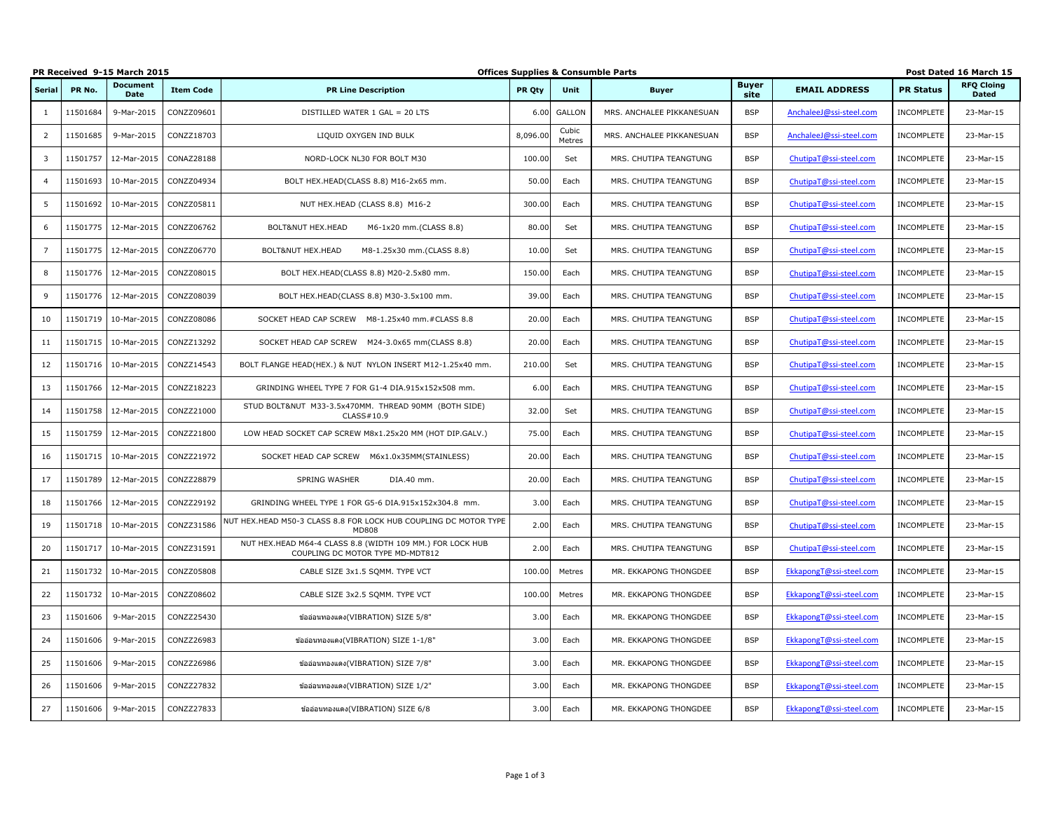**PR Received 9-15 March 2015** | **Offices Supplies & Consumble Parts** | **Post Dated 16 March 15**

| Serial | PR No. | Document Date | Item Code | PR Line Description | PR Qty | Unit | Buyer | Buyer site | EMAIL ADDRESS | PR Status | RFQ Cloing Dated |
|---|---|---|---|---|---|---|---|---|---|---|---|
| 1 | 11501684 | 9-Mar-2015 | CONZZ09601 | DISTILLED WATER 1 GAL = 20 LTS | 6.00 | GALLON | MRS. ANCHALEE PIKKANESUAN | BSP | AnchaleeJ@ssi-steel.com | INCOMPLETE | 23-Mar-15 |
| 2 | 11501685 | 9-Mar-2015 | CONZZ18703 | LIQUID OXYGEN IND BULK | 8,096.00 | Cubic Metres | MRS. ANCHALEE PIKKANESUAN | BSP | AnchaleeJ@ssi-steel.com | INCOMPLETE | 23-Mar-15 |
| 3 | 11501757 | 12-Mar-2015 | CONAZ28188 | NORD-LOCK NL30 FOR BOLT M30 | 100.00 | Set | MRS. CHUTIPA TEANGTUNG | BSP | ChutipaT@ssi-steel.com | INCOMPLETE | 23-Mar-15 |
| 4 | 11501693 | 10-Mar-2015 | CONZZ04934 | BOLT HEX.HEAD(CLASS 8.8) M16-2x65 mm. | 50.00 | Each | MRS. CHUTIPA TEANGTUNG | BSP | ChutipaT@ssi-steel.com | INCOMPLETE | 23-Mar-15 |
| 5 | 11501692 | 10-Mar-2015 | CONZZ05811 | NUT HEX.HEAD (CLASS 8.8) M16-2 | 300.00 | Each | MRS. CHUTIPA TEANGTUNG | BSP | ChutipaT@ssi-steel.com | INCOMPLETE | 23-Mar-15 |
| 6 | 11501775 | 12-Mar-2015 | CONZZ06762 | BOLT&NUT HEX.HEAD M6-1x20 mm.(CLASS 8.8) | 80.00 | Set | MRS. CHUTIPA TEANGTUNG | BSP | ChutipaT@ssi-steel.com | INCOMPLETE | 23-Mar-15 |
| 7 | 11501775 | 12-Mar-2015 | CONZZ06770 | BOLT&NUT HEX.HEAD M8-1.25x30 mm.(CLASS 8.8) | 10.00 | Set | MRS. CHUTIPA TEANGTUNG | BSP | ChutipaT@ssi-steel.com | INCOMPLETE | 23-Mar-15 |
| 8 | 11501776 | 12-Mar-2015 | CONZZ08015 | BOLT HEX.HEAD(CLASS 8.8) M20-2.5x80 mm. | 150.00 | Each | MRS. CHUTIPA TEANGTUNG | BSP | ChutipaT@ssi-steel.com | INCOMPLETE | 23-Mar-15 |
| 9 | 11501776 | 12-Mar-2015 | CONZZ08039 | BOLT HEX.HEAD(CLASS 8.8) M30-3.5x100 mm. | 39.00 | Each | MRS. CHUTIPA TEANGTUNG | BSP | ChutipaT@ssi-steel.com | INCOMPLETE | 23-Mar-15 |
| 10 | 11501719 | 10-Mar-2015 | CONZZ08086 | SOCKET HEAD CAP SCREW M8-1.25x40 mm.#CLASS 8.8 | 20.00 | Each | MRS. CHUTIPA TEANGTUNG | BSP | ChutipaT@ssi-steel.com | INCOMPLETE | 23-Mar-15 |
| 11 | 11501715 | 10-Mar-2015 | CONZZ13292 | SOCKET HEAD CAP SCREW M24-3.0x65 mm(CLASS 8.8) | 20.00 | Each | MRS. CHUTIPA TEANGTUNG | BSP | ChutipaT@ssi-steel.com | INCOMPLETE | 23-Mar-15 |
| 12 | 11501716 | 10-Mar-2015 | CONZZ14543 | BOLT FLANGE HEAD(HEX.) & NUT NYLON INSERT M12-1.25x40 mm. | 210.00 | Set | MRS. CHUTIPA TEANGTUNG | BSP | ChutipaT@ssi-steel.com | INCOMPLETE | 23-Mar-15 |
| 13 | 11501766 | 12-Mar-2015 | CONZZ18223 | GRINDING WHEEL TYPE 7 FOR G1-4 DIA.915x152x508 mm. | 6.00 | Each | MRS. CHUTIPA TEANGTUNG | BSP | ChutipaT@ssi-steel.com | INCOMPLETE | 23-Mar-15 |
| 14 | 11501758 | 12-Mar-2015 | CONZZ21000 | STUD BOLT&NUT M33-3.5x470MM. THREAD 90MM (BOTH SIDE) CLASS#10.9 | 32.00 | Set | MRS. CHUTIPA TEANGTUNG | BSP | ChutipaT@ssi-steel.com | INCOMPLETE | 23-Mar-15 |
| 15 | 11501759 | 12-Mar-2015 | CONZZ21800 | LOW HEAD SOCKET CAP SCREW M8x1.25x20 MM (HOT DIP.GALV.) | 75.00 | Each | MRS. CHUTIPA TEANGTUNG | BSP | ChutipaT@ssi-steel.com | INCOMPLETE | 23-Mar-15 |
| 16 | 11501715 | 10-Mar-2015 | CONZZ21972 | SOCKET HEAD CAP SCREW M6x1.0x35MM(STAINLESS) | 20.00 | Each | MRS. CHUTIPA TEANGTUNG | BSP | ChutipaT@ssi-steel.com | INCOMPLETE | 23-Mar-15 |
| 17 | 11501789 | 12-Mar-2015 | CONZZ28879 | SPRING WASHER DIA.40 mm. | 20.00 | Each | MRS. CHUTIPA TEANGTUNG | BSP | ChutipaT@ssi-steel.com | INCOMPLETE | 23-Mar-15 |
| 18 | 11501766 | 12-Mar-2015 | CONZZ29192 | GRINDING WHEEL TYPE 1 FOR G5-6 DIA.915x152x304.8 mm. | 3.00 | Each | MRS. CHUTIPA TEANGTUNG | BSP | ChutipaT@ssi-steel.com | INCOMPLETE | 23-Mar-15 |
| 19 | 11501718 | 10-Mar-2015 | CONZZ31586 | NUT HEX.HEAD M50-3 CLASS 8.8 FOR LOCK HUB COUPLING DC MOTOR TYPE MD808 | 2.00 | Each | MRS. CHUTIPA TEANGTUNG | BSP | ChutipaT@ssi-steel.com | INCOMPLETE | 23-Mar-15 |
| 20 | 11501717 | 10-Mar-2015 | CONZZ31591 | NUT HEX.HEAD M64-4 CLASS 8.8 (WIDTH 109 MM.) FOR LOCK HUB COUPLING DC MOTOR TYPE MD-MDT812 | 2.00 | Each | MRS. CHUTIPA TEANGTUNG | BSP | ChutipaT@ssi-steel.com | INCOMPLETE | 23-Mar-15 |
| 21 | 11501732 | 10-Mar-2015 | CONZZ05808 | CABLE SIZE 3x1.5 SQMM. TYPE VCT | 100.00 | Metres | MR. EKKAPONG THONGDEE | BSP | EkkapongT@ssi-steel.com | INCOMPLETE | 23-Mar-15 |
| 22 | 11501732 | 10-Mar-2015 | CONZZ08602 | CABLE SIZE 3x2.5 SQMM. TYPE VCT | 100.00 | Metres | MR. EKKAPONG THONGDEE | BSP | EkkapongT@ssi-steel.com | INCOMPLETE | 23-Mar-15 |
| 23 | 11501606 | 9-Mar-2015 | CONZZ25430 | ข้ออ่อนทองแดง(VIBRATION) SIZE 5/8" | 3.00 | Each | MR. EKKAPONG THONGDEE | BSP | EkkapongT@ssi-steel.com | INCOMPLETE | 23-Mar-15 |
| 24 | 11501606 | 9-Mar-2015 | CONZZ26983 | ข้ออ่อนทองแดง(VIBRATION) SIZE 1-1/8" | 3.00 | Each | MR. EKKAPONG THONGDEE | BSP | EkkapongT@ssi-steel.com | INCOMPLETE | 23-Mar-15 |
| 25 | 11501606 | 9-Mar-2015 | CONZZ26986 | ข้ออ่อนทองแดง(VIBRATION) SIZE 7/8" | 3.00 | Each | MR. EKKAPONG THONGDEE | BSP | EkkapongT@ssi-steel.com | INCOMPLETE | 23-Mar-15 |
| 26 | 11501606 | 9-Mar-2015 | CONZZ27832 | ข้ออ่อนทองแดง(VIBRATION) SIZE 1/2" | 3.00 | Each | MR. EKKAPONG THONGDEE | BSP | EkkapongT@ssi-steel.com | INCOMPLETE | 23-Mar-15 |
| 27 | 11501606 | 9-Mar-2015 | CONZZ27833 | ข้ออ่อนทองแดง(VIBRATION) SIZE 6/8 | 3.00 | Each | MR. EKKAPONG THONGDEE | BSP | EkkapongT@ssi-steel.com | INCOMPLETE | 23-Mar-15 |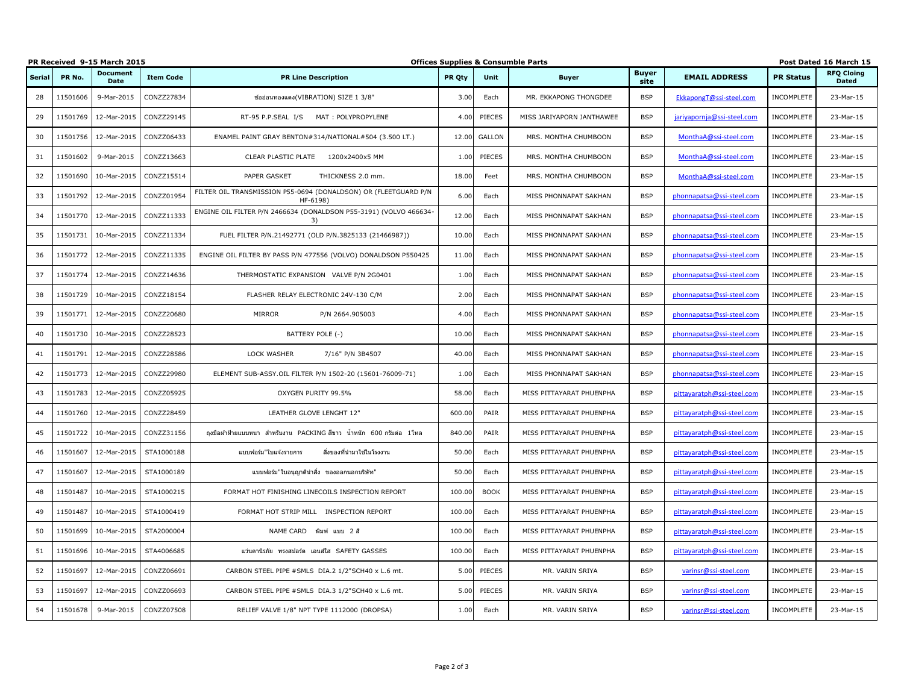**PR Received 9-15 March 2015** **Offices Supplies & Consumble Parts** **Post Dated 16 March 15**

| Serial | PR No. | Document Date | Item Code | PR Line Description | PR Qty | Unit | Buyer | Buyer site | EMAIL ADDRESS | PR Status | RFQ Cloing Dated |
|---|---|---|---|---|---|---|---|---|---|---|---|
| 28 | 11501606 | 9-Mar-2015 | CONZZ27834 | ข้ออ่อนทองแดง(VIBRATION) SIZE 1 3/8" | 3.00 | Each | MR. EKKAPONG THONGDEE | BSP | EkkapongT@ssi-steel.com | INCOMPLETE | 23-Mar-15 |
| 29 | 11501769 | 12-Mar-2015 | CONZZ29145 | RT-95 P.P.SEAL I/S MAT : POLYPROPYLENE | 4.00 | PIECES | MISS JARIYAPORN JANTHAWEE | BSP | jariyapornja@ssi-steel.com | INCOMPLETE | 23-Mar-15 |
| 30 | 11501756 | 12-Mar-2015 | CONZZ06433 | ENAMEL PAINT GRAY BENTON#314/NATIONAL#504 (3.500 LT.) | 12.00 | GALLON | MRS. MONTHA CHUMBOON | BSP | MonthaA@ssi-steel.com | INCOMPLETE | 23-Mar-15 |
| 31 | 11501602 | 9-Mar-2015 | CONZZ13663 | CLEAR PLASTIC PLATE 1200x2400x5 MM | 1.00 | PIECES | MRS. MONTHA CHUMBOON | BSP | MonthaA@ssi-steel.com | INCOMPLETE | 23-Mar-15 |
| 32 | 11501690 | 10-Mar-2015 | CONZZ15514 | PAPER GASKET THICKNESS 2.0 mm. | 18.00 | Feet | MRS. MONTHA CHUMBOON | BSP | MonthaA@ssi-steel.com | INCOMPLETE | 23-Mar-15 |
| 33 | 11501792 | 12-Mar-2015 | CONZZ01954 | FILTER OIL TRANSMISSION P55-0694 (DONALDSON) OR (FLEETGUARD P/N HF-6198) | 6.00 | Each | MISS PHONNAPAT SAKHAN | BSP | phonnapatsa@ssi-steel.com | INCOMPLETE | 23-Mar-15 |
| 34 | 11501770 | 12-Mar-2015 | CONZZ11333 | ENGINE OIL FILTER P/N 2466634 (DONALDSON P55-3191) (VOLVO 466634-3) | 12.00 | Each | MISS PHONNAPAT SAKHAN | BSP | phonnapatsa@ssi-steel.com | INCOMPLETE | 23-Mar-15 |
| 35 | 11501731 | 10-Mar-2015 | CONZZ11334 | FUEL FILTER P/N.21492771 (OLD P/N.3825133 (21466987)) | 10.00 | Each | MISS PHONNAPAT SAKHAN | BSP | phonnapatsa@ssi-steel.com | INCOMPLETE | 23-Mar-15 |
| 36 | 11501772 | 12-Mar-2015 | CONZZ11335 | ENGINE OIL FILTER BY PASS P/N 477556 (VOLVO) DONALDSON P550425 | 11.00 | Each | MISS PHONNAPAT SAKHAN | BSP | phonnapatsa@ssi-steel.com | INCOMPLETE | 23-Mar-15 |
| 37 | 11501774 | 12-Mar-2015 | CONZZ14636 | THERMOSTATIC EXPANSION VALVE P/N 2G0401 | 1.00 | Each | MISS PHONNAPAT SAKHAN | BSP | phonnapatsa@ssi-steel.com | INCOMPLETE | 23-Mar-15 |
| 38 | 11501729 | 10-Mar-2015 | CONZZ18154 | FLASHER RELAY ELECTRONIC 24V-130 C/M | 2.00 | Each | MISS PHONNAPAT SAKHAN | BSP | phonnapatsa@ssi-steel.com | INCOMPLETE | 23-Mar-15 |
| 39 | 11501771 | 12-Mar-2015 | CONZZ20680 | MIRROR P/N 2664.905003 | 4.00 | Each | MISS PHONNAPAT SAKHAN | BSP | phonnapatsa@ssi-steel.com | INCOMPLETE | 23-Mar-15 |
| 40 | 11501730 | 10-Mar-2015 | CONZZ28523 | BATTERY POLE (-) | 10.00 | Each | MISS PHONNAPAT SAKHAN | BSP | phonnapatsa@ssi-steel.com | INCOMPLETE | 23-Mar-15 |
| 41 | 11501791 | 12-Mar-2015 | CONZZ28586 | LOCK WASHER 7/16" P/N 3B4507 | 40.00 | Each | MISS PHONNAPAT SAKHAN | BSP | phonnapatsa@ssi-steel.com | INCOMPLETE | 23-Mar-15 |
| 42 | 11501773 | 12-Mar-2015 | CONZZ29980 | ELEMENT SUB-ASSY.OIL FILTER P/N 1502-20 (15601-76009-71) | 1.00 | Each | MISS PHONNAPAT SAKHAN | BSP | phonnapatsa@ssi-steel.com | INCOMPLETE | 23-Mar-15 |
| 43 | 11501783 | 12-Mar-2015 | CONZZ05925 | OXYGEN PURITY 99.5% | 58.00 | Each | MISS PITTAYARAT PHUENPHA | BSP | pittayaratph@ssi-steel.com | INCOMPLETE | 23-Mar-15 |
| 44 | 11501760 | 12-Mar-2015 | CONZZ28459 | LEATHER GLOVE LENGHT 12" | 600.00 | PAIR | MISS PITTAYARAT PHUENPHA | BSP | pittayaratph@ssi-steel.com | INCOMPLETE | 23-Mar-15 |
| 45 | 11501722 | 10-Mar-2015 | CONZZ31156 | ถุงมือผ้าฝ้ายแบบหนา สำหรับงาน PACKING สีขาว น้ำหนัก 600 กรัมต่อ 1โหล | 840.00 | PAIR | MISS PITTAYARAT PHUENPHA | BSP | pittayaratph@ssi-steel.com | INCOMPLETE | 23-Mar-15 |
| 46 | 11501607 | 12-Mar-2015 | STA1000188 | แบบฟอร์ม"ใบแจ้งรายการ สิ่งของที่นำมาใช้ในโรงงาน | 50.00 | Each | MISS PITTAYARAT PHUENPHA | BSP | pittayaratph@ssi-steel.com | INCOMPLETE | 23-Mar-15 |
| 47 | 11501607 | 12-Mar-2015 | STA1000189 | แบบฟอร์ม"ใบอนุญาตินำสิ่ง ของออกนอกบริษัท" | 50.00 | Each | MISS PITTAYARAT PHUENPHA | BSP | pittayaratph@ssi-steel.com | INCOMPLETE | 23-Mar-15 |
| 48 | 11501487 | 10-Mar-2015 | STA1000215 | FORMAT HOT FINISHING LINECOILS INSPECTION REPORT | 100.00 | BOOK | MISS PITTAYARAT PHUENPHA | BSP | pittayaratph@ssi-steel.com | INCOMPLETE | 23-Mar-15 |
| 49 | 11501487 | 10-Mar-2015 | STA1000419 | FORMAT HOT STRIP MILL INSPECTION REPORT | 100.00 | Each | MISS PITTAYARAT PHUENPHA | BSP | pittayaratph@ssi-steel.com | INCOMPLETE | 23-Mar-15 |
| 50 | 11501699 | 10-Mar-2015 | STA2000004 | NAME CARD พิมพ์ แบบ 2 สี | 100.00 | Each | MISS PITTAYARAT PHUENPHA | BSP | pittayaratph@ssi-steel.com | INCOMPLETE | 23-Mar-15 |
| 51 | 11501696 | 10-Mar-2015 | STA4006685 | แว่นตานิรภัย ทรงสปอร์ต เลนส์ใส SAFETY GASSES | 100.00 | Each | MISS PITTAYARAT PHUENPHA | BSP | pittayaratph@ssi-steel.com | INCOMPLETE | 23-Mar-15 |
| 52 | 11501697 | 12-Mar-2015 | CONZZ06691 | CARBON STEEL PIPE #SMLS DIA.2 1/2"SCH40 x L.6 mt. | 5.00 | PIECES | MR. VARIN SRIYA | BSP | varinsr@ssi-steel.com | INCOMPLETE | 23-Mar-15 |
| 53 | 11501697 | 12-Mar-2015 | CONZZ06693 | CARBON STEEL PIPE #SMLS DIA.3 1/2"SCH40 x L.6 mt. | 5.00 | PIECES | MR. VARIN SRIYA | BSP | varinsr@ssi-steel.com | INCOMPLETE | 23-Mar-15 |
| 54 | 11501678 | 9-Mar-2015 | CONZZ07508 | RELIEF VALVE 1/8" NPT TYPE 1112000 (DROPSA) | 1.00 | Each | MR. VARIN SRIYA | BSP | varinsr@ssi-steel.com | INCOMPLETE | 23-Mar-15 |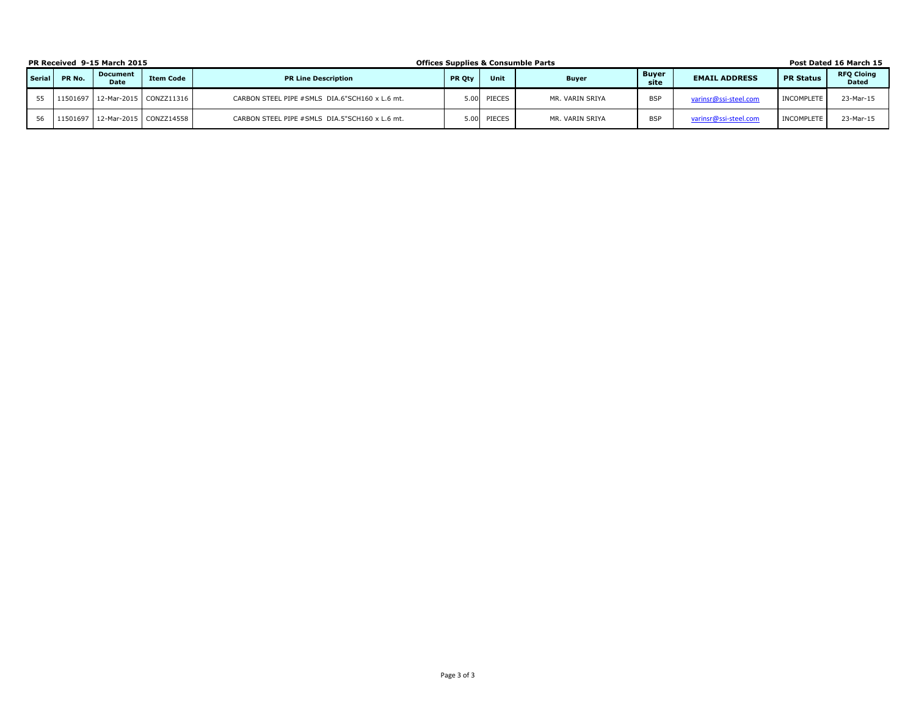**PR Received 9-15 March 2015** **Offices Supplies & Consumble Parts** **Post Dated 16 March 15**

| Serial | PR No. | Document Date | Item Code | PR Line Description | PR Qty | Unit | Buyer | Buyer site | EMAIL ADDRESS | PR Status | RFQ Cloing Dated |
|---|---|---|---|---|---|---|---|---|---|---|---|
| 55 | 11501697 | 12-Mar-2015 | CONZZ11316 | CARBON STEEL PIPE #SMLS DIA.6"SCH160 x L.6 mt. | 5.00 | PIECES | MR. VARIN SRIYA | BSP | varinsr@ssi-steel.com | INCOMPLETE | 23-Mar-15 |
| 56 | 11501697 | 12-Mar-2015 | CONZZ14558 | CARBON STEEL PIPE #SMLS DIA.5"SCH160 x L.6 mt. | 5.00 | PIECES | MR. VARIN SRIYA | BSP | varinsr@ssi-steel.com | INCOMPLETE | 23-Mar-15 |